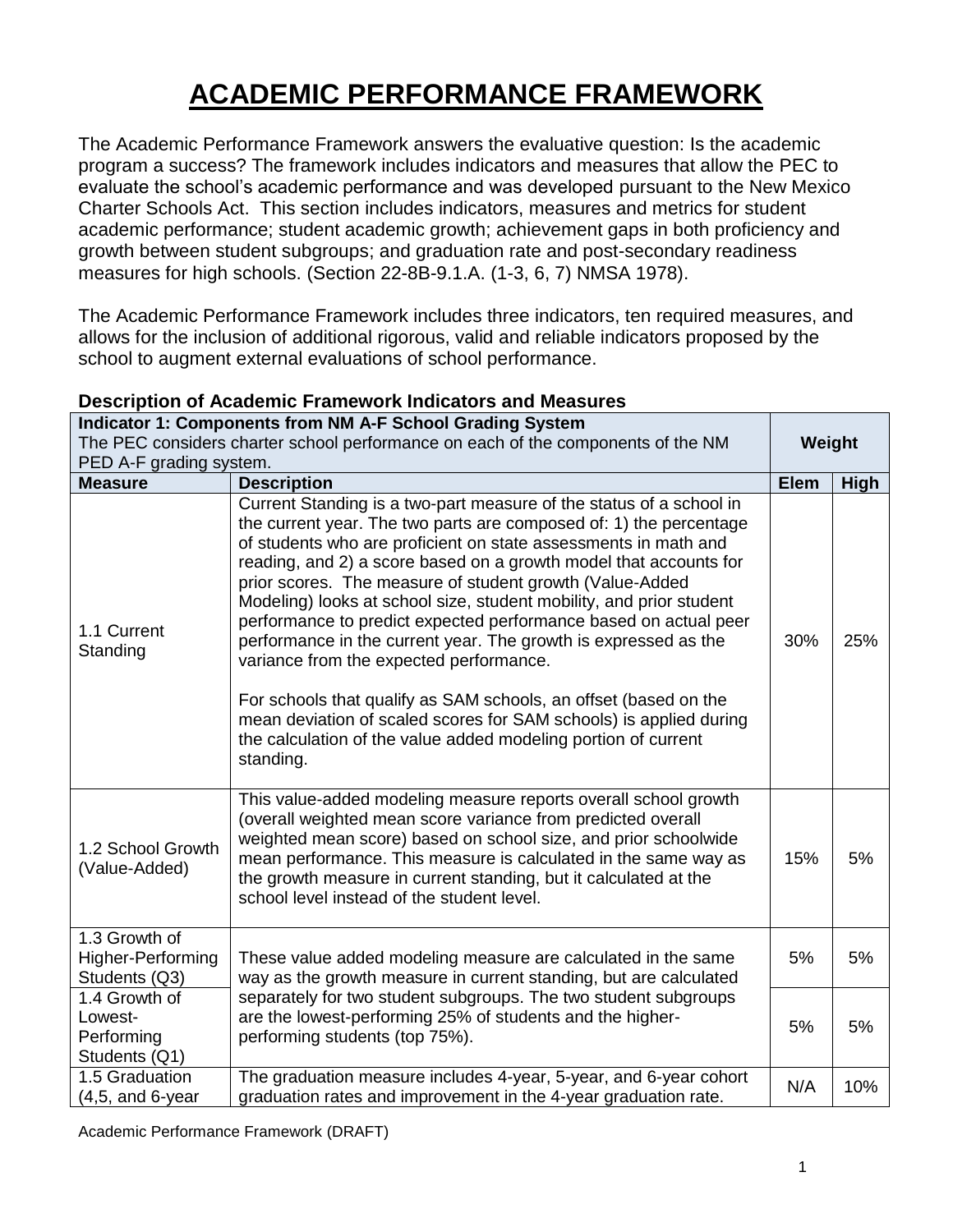# ACADEMIC PERFORMANCE FRAMEWORK

The Academic Performance Framework answers the evaluative question: Is the academic program a success? The framework includes indicators and measures that allow the PEC to evaluate the school's academic performance and was developed pursuant to the New Mexico Charter Schools Act. This section includes indicators, measures and metrics for student academic performance; student academic growth; achievement gaps in both proficiency and growth between student subgroups; and graduation rate and post-secondary readiness measures for high schools. (Section 22-8B-9.1.A. (1-3, 6, 7) NMSA 1978).

The Academic Performance Framework includes three indicators, ten required measures, and allows for the inclusion of additional rigorous, valid and reliable indicators proposed by the school to augment external evaluations of school performance.

**Description of Academic Framework Indicators and Measures**

| **Indicator 1: Components from NM A-F School Grading System** The PEC considers charter school performance on each of the components of the NM PED A-F grading system. | | **Weight** | |
|---|---|---|---|
| **Measure** | **Description** | **Elem** | **High** |
| 1.1 Current Standing | Current Standing is a two-part measure of the status of a school in the current year. The two parts are composed of: 1) the percentage of students who are proficient on state assessments in math and reading, and 2) a score based on a growth model that accounts for prior scores. The measure of student growth (Value-Added Modeling) looks at school size, student mobility, and prior student performance to predict expected performance based on actual peer performance in the current year. The growth is expressed as the variance from the expected performance.<br><br>For schools that qualify as SAM schools, an offset (based on the mean deviation of scaled scores for SAM schools) is applied during the calculation of the value added modeling portion of current standing. | 30% | 25% |
| 1.2 School Growth (Value-Added) | This value-added modeling measure reports overall school growth (overall weighted mean score variance from predicted overall weighted mean score) based on school size, and prior schoolwide mean performance. This measure is calculated in the same way as the growth measure in current standing, but it calculated at the school level instead of the student level. | 15% | 5% |
| 1.3 Growth of Higher-Performing Students (Q3) | These value added modeling measure are calculated in the same way as the growth measure in current standing, but are calculated separately for two student subgroups. The two student subgroups are the lowest-performing 25% of students and the higher-performing students (top 75%). | 5% | 5% |
| 1.4 Growth of Lowest-Performing Students (Q1) | | 5% | 5% |
| 1.5 Graduation (4,5, and 6-year | The graduation measure includes 4-year, 5-year, and 6-year cohort graduation rates and improvement in the 4-year graduation rate. | N/A | 10% |

Academic Performance Framework (DRAFT)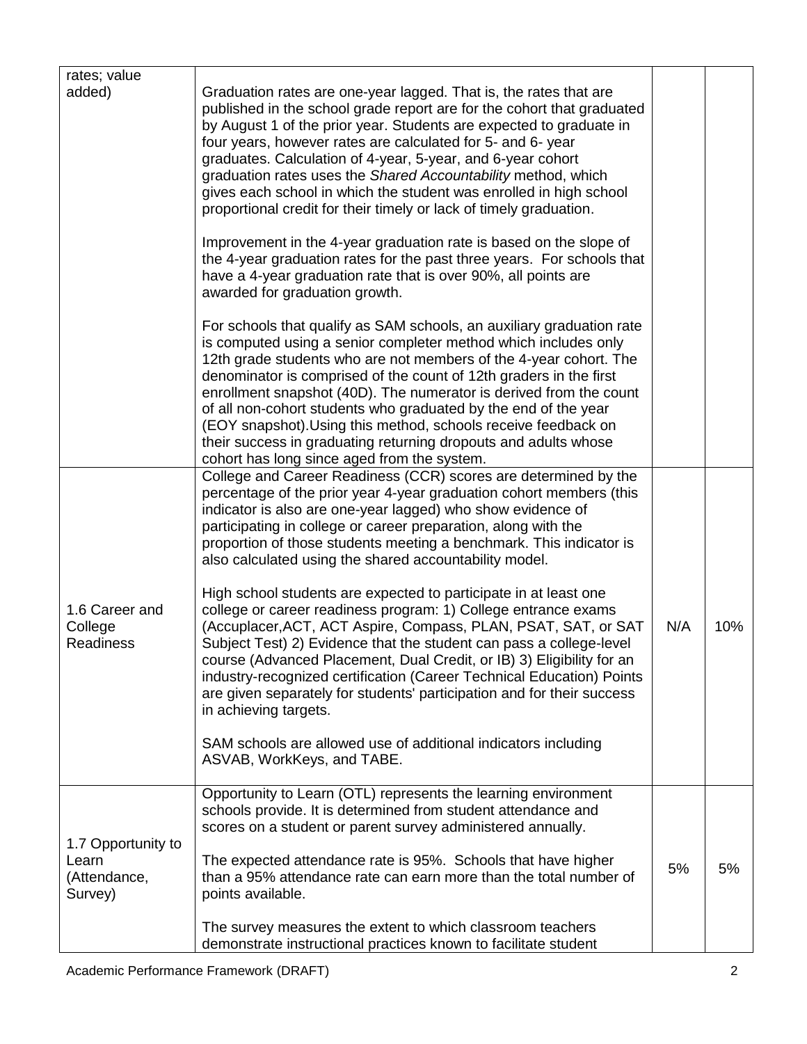| | | | |
|---|---|---|---|
| rates; value added) | Graduation rates are one-year lagged. That is, the rates that are published in the school grade report are for the cohort that graduated by August 1 of the prior year. Students are expected to graduate in four years, however rates are calculated for 5- and 6- year graduates. Calculation of 4-year, 5-year, and 6-year cohort graduation rates uses the *Shared Accountability* method, which gives each school in which the student was enrolled in high school proportional credit for their timely or lack of timely graduation.<br><br>Improvement in the 4-year graduation rate is based on the slope of the 4-year graduation rates for the past three years. For schools that have a 4-year graduation rate that is over 90%, all points are awarded for graduation growth.<br><br>For schools that qualify as SAM schools, an auxiliary graduation rate is computed using a senior completer method which includes only 12th grade students who are not members of the 4-year cohort. The denominator is comprised of the count of 12th graders in the first enrollment snapshot (40D). The numerator is derived from the count of all non-cohort students who graduated by the end of the year (EOY snapshot).Using this method, schools receive feedback on their success in graduating returning dropouts and adults whose cohort has long since aged from the system. | | |
| 1.6 Career and College Readiness | College and Career Readiness (CCR) scores are determined by the percentage of the prior year 4-year graduation cohort members (this indicator is also are one-year lagged) who show evidence of participating in college or career preparation, along with the proportion of those students meeting a benchmark. This indicator is also calculated using the shared accountability model.<br><br>High school students are expected to participate in at least one college or career readiness program: 1) College entrance exams (Accuplacer,ACT, ACT Aspire, Compass, PLAN, PSAT, SAT, or SAT Subject Test) 2) Evidence that the student can pass a college-level course (Advanced Placement, Dual Credit, or IB) 3) Eligibility for an industry-recognized certification (Career Technical Education) Points are given separately for students' participation and for their success in achieving targets.<br><br>SAM schools are allowed use of additional indicators including ASVAB, WorkKeys, and TABE. | N/A | 10% |
| 1.7 Opportunity to Learn (Attendance, Survey) | Opportunity to Learn (OTL) represents the learning environment schools provide. It is determined from student attendance and scores on a student or parent survey administered annually.<br><br>The expected attendance rate is 95%. Schools that have higher than a 95% attendance rate can earn more than the total number of points available.<br><br>The survey measures the extent to which classroom teachers demonstrate instructional practices known to facilitate student | 5% | 5% |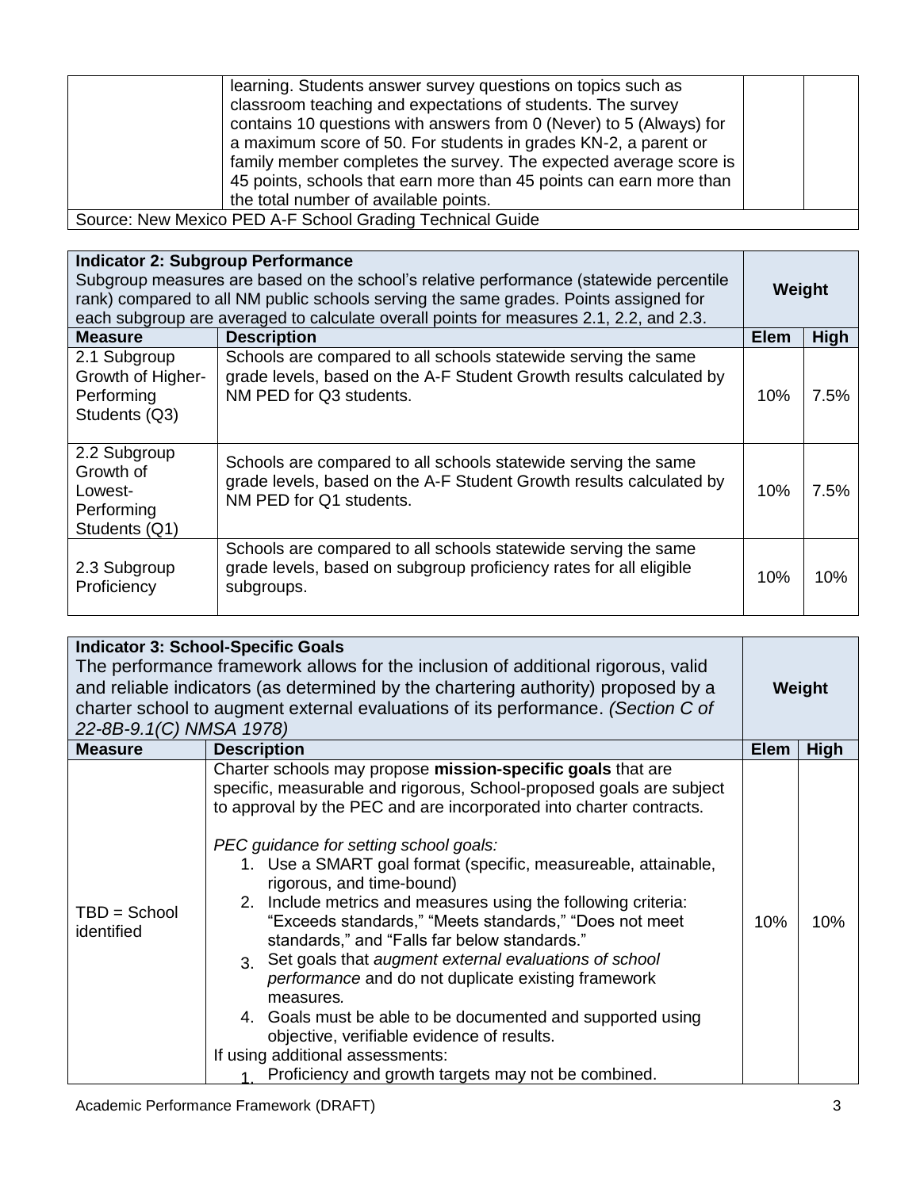| | learning. Students answer survey questions on topics such as classroom teaching and expectations of students. The survey contains 10 questions with answers from 0 (Never) to 5 (Always) for a maximum score of 50. For students in grades KN-2, a parent or family member completes the survey. The expected average score is 45 points, schools that earn more than 45 points can earn more than the total number of available points. | | |
|---|---|---|---|
| Source: New Mexico PED A-F School Grading Technical Guide | | | |

| **Indicator 2: Subgroup Performance** Subgroup measures are based on the school's relative performance (statewide percentile rank) compared to all NM public schools serving the same grades. Points assigned for each subgroup are averaged to calculate overall points for measures 2.1, 2.2, and 2.3. | | **Weight** | |
|---|---|---|---|
| **Measure** | **Description** | **Elem** | **High** |
| 2.1 Subgroup Growth of Higher-Performing Students (Q3) | Schools are compared to all schools statewide serving the same grade levels, based on the A-F Student Growth results calculated by NM PED for Q3 students. | 10% | 7.5% |
| 2.2 Subgroup Growth of Lowest-Performing Students (Q1) | Schools are compared to all schools statewide serving the same grade levels, based on the A-F Student Growth results calculated by NM PED for Q1 students. | 10% | 7.5% |
| 2.3 Subgroup Proficiency | Schools are compared to all schools statewide serving the same grade levels, based on subgroup proficiency rates for all eligible subgroups. | 10% | 10% |

| **Indicator 3: School-Specific Goals** The performance framework allows for the inclusion of additional rigorous, valid and reliable indicators (as determined by the chartering authority) proposed by a charter school to augment external evaluations of its performance. *(Section C of 22-8B-9.1(C) NMSA 1978)* | | **Weight** | |
|---|---|---|---|
| **Measure** | **Description** | **Elem** | **High** |
| TBD = School identified | Charter schools may propose **mission-specific goals** that are specific, measurable and rigorous, School-proposed goals are subject to approval by the PEC and are incorporated into charter contracts.<br><br>*PEC guidance for setting school goals:*<br>1. Use a SMART goal format (specific, measureable, attainable, rigorous, and time-bound)<br>2. Include metrics and measures using the following criteria: "Exceeds standards," "Meets standards," "Does not meet standards," and "Falls far below standards."<br>3. Set goals that *augment external evaluations of school performance* and do not duplicate existing framework measures.<br>4. Goals must be able to be documented and supported using objective, verifiable evidence of results.<br>If using additional assessments:<br>1. Proficiency and growth targets may not be combined. | 10% | 10% |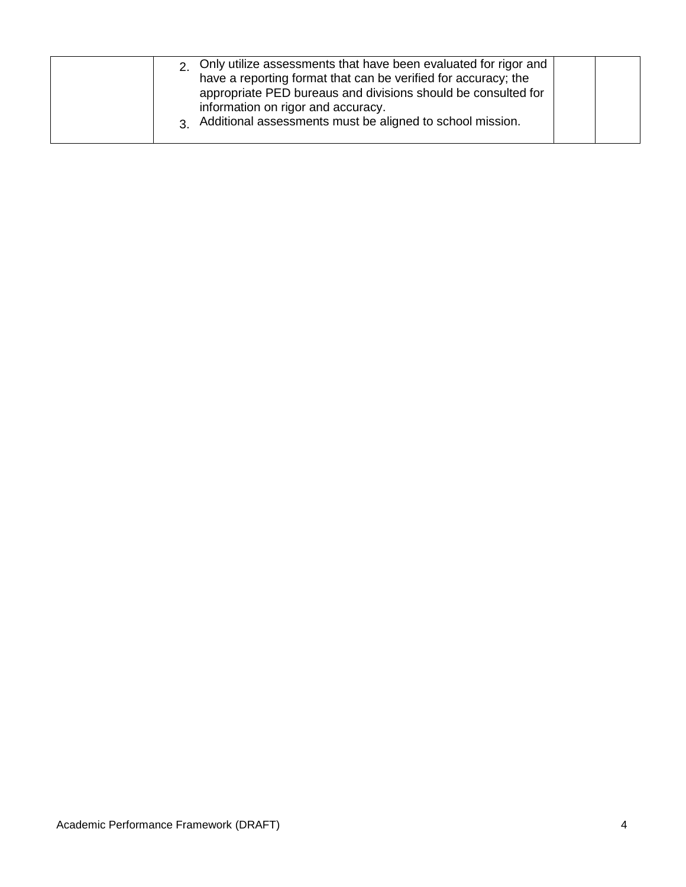| | | | |
|---|---|---|---|
| | 2. Only utilize assessments that have been evaluated for rigor and have a reporting format that can be verified for accuracy; the appropriate PED bureaus and divisions should be consulted for information on rigor and accuracy.<br>3. Additional assessments must be aligned to school mission. | | |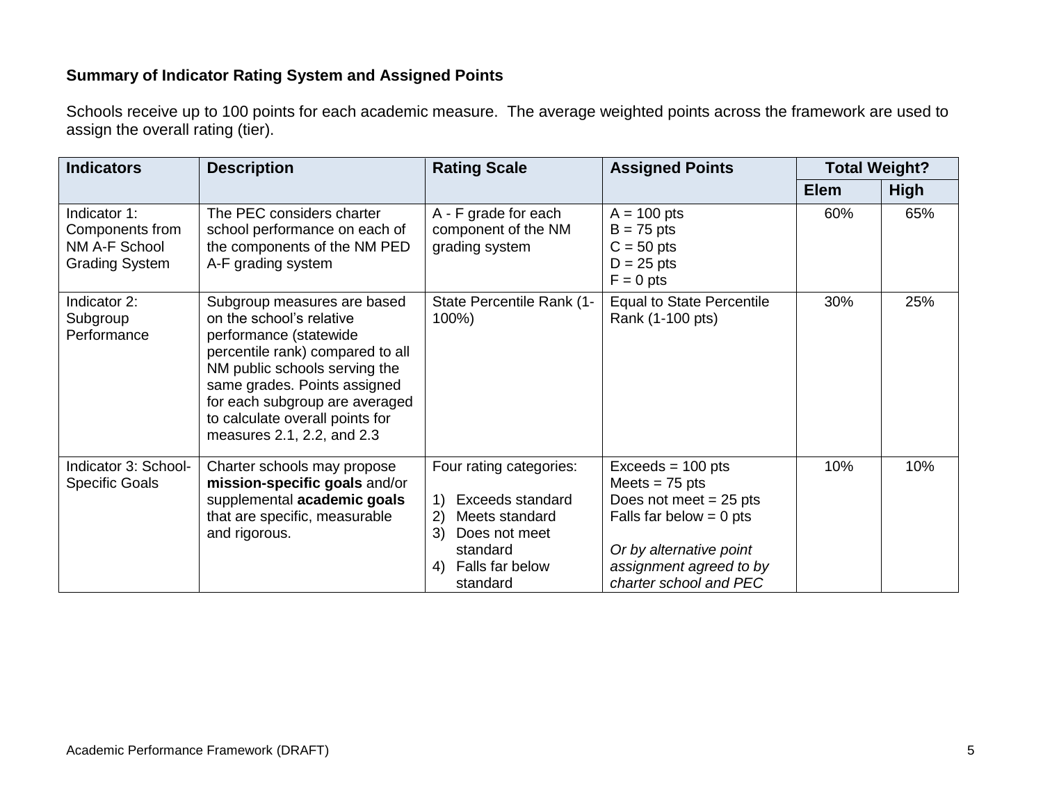**Summary of Indicator Rating System and Assigned Points**

Schools receive up to 100 points for each academic measure. The average weighted points across the framework are used to assign the overall rating (tier).

| Indicators | Description | Rating Scale | Assigned Points | Total Weight? | |
|---|---|---|---|---|---|
| | | | | **Elem** | **High** |
| Indicator 1: Components from NM A-F School Grading System | The PEC considers charter school performance on each of the components of the NM PED A-F grading system | A - F grade for each component of the NM grading system | A = 100 pts<br>B = 75 pts<br>C = 50 pts<br>D = 25 pts<br>F = 0 pts | 60% | 65% |
| Indicator 2: Subgroup Performance | Subgroup measures are based on the school's relative performance (statewide percentile rank) compared to all NM public schools serving the same grades. Points assigned for each subgroup are averaged to calculate overall points for measures 2.1, 2.2, and 2.3 | State Percentile Rank (1-100%) | Equal to State Percentile Rank (1-100 pts) | 30% | 25% |
| Indicator 3: School-Specific Goals | Charter schools may propose **mission-specific goals** and/or supplemental **academic goals** that are specific, measurable and rigorous. | Four rating categories:<br>1) Exceeds standard<br>2) Meets standard<br>3) Does not meet standard<br>4) Falls far below standard | Exceeds = 100 pts<br>Meets = 75 pts<br>Does not meet = 25 pts<br>Falls far below = 0 pts<br><br>*Or by alternative point assignment agreed to by charter school and PEC* | 10% | 10% |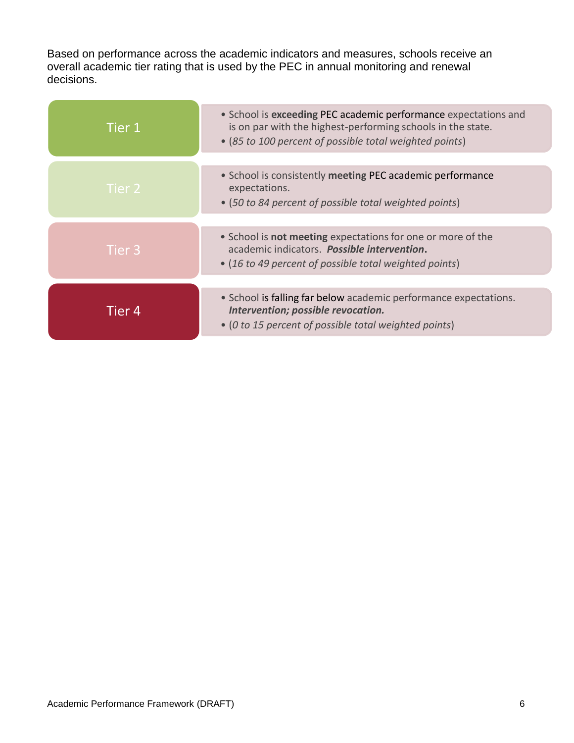Based on performance across the academic indicators and measures, schools receive an overall academic tier rating that is used by the PEC in annual monitoring and renewal decisions.

| | |
|---|---|
| Tier 1 | • School is **exceeding** PEC academic performance expectations and is on par with the highest-performing schools in the state.<br>• (*85 to 100 percent of possible total weighted points*) |
| Tier 2 | • School is consistently **meeting** PEC academic performance expectations.<br>• (*50 to 84 percent of possible total weighted points*) |
| Tier 3 | • School is **not meeting** expectations for one or more of the academic indicators. ***Possible intervention*.**<br>• (*16 to 49 percent of possible total weighted points*) |
| Tier 4 | • School is falling far below academic performance expectations. ***Intervention; possible revocation.***<br>• (*0 to 15 percent of possible total weighted points*) |